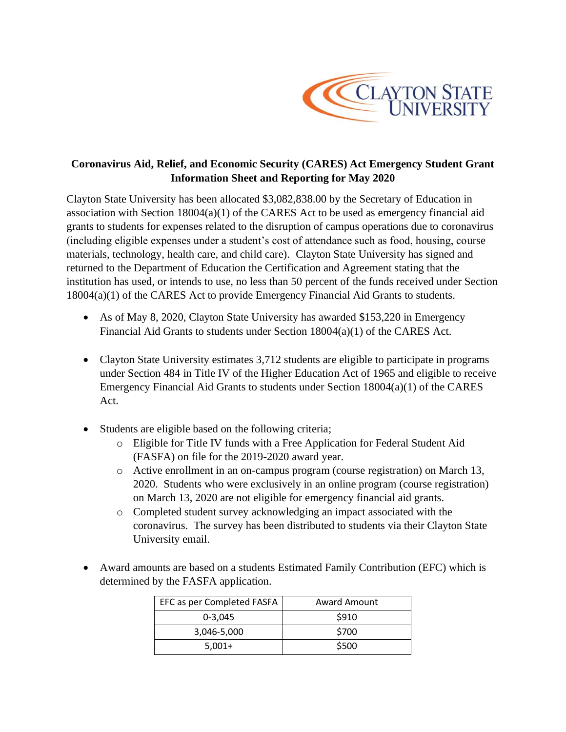Clayton State University

**Coronavirus Aid, Relief, and Economic Security (CARES) Act Emergency Student Grant Information Sheet and Reporting for May 2020**

Clayton State University has been allocated $3,082,838.00 by the Secretary of Education in association with Section 18004(a)(1) of the CARES Act to be used as emergency financial aid grants to students for expenses related to the disruption of campus operations due to coronavirus (including eligible expenses under a student's cost of attendance such as food, housing, course materials, technology, health care, and child care). Clayton State University has signed and returned to the Department of Education the Certification and Agreement stating that the institution has used, or intends to use, no less than 50 percent of the funds received under Section 18004(a)(1) of the CARES Act to provide Emergency Financial Aid Grants to students.

- As of May 8, 2020, Clayton State University has awarded $153,220 in Emergency Financial Aid Grants to students under Section 18004(a)(1) of the CARES Act.
- Clayton State University estimates 3,712 students are eligible to participate in programs under Section 484 in Title IV of the Higher Education Act of 1965 and eligible to receive Emergency Financial Aid Grants to students under Section 18004(a)(1) of the CARES Act.
- Students are eligible based on the following criteria;
  - Eligible for Title IV funds with a Free Application for Federal Student Aid (FASFA) on file for the 2019-2020 award year.
  - Active enrollment in an on-campus program (course registration) on March 13, 2020. Students who were exclusively in an online program (course registration) on March 13, 2020 are not eligible for emergency financial aid grants.
  - Completed student survey acknowledging an impact associated with the coronavirus. The survey has been distributed to students via their Clayton State University email.
- Award amounts are based on a students Estimated Family Contribution (EFC) which is determined by the FASFA application.

| EFC as per Completed FASFA | Award Amount |
| --- | --- |
| 0-3,045 | $910 |
| 3,046-5,000 | $700 |
| 5,001+ | $500 |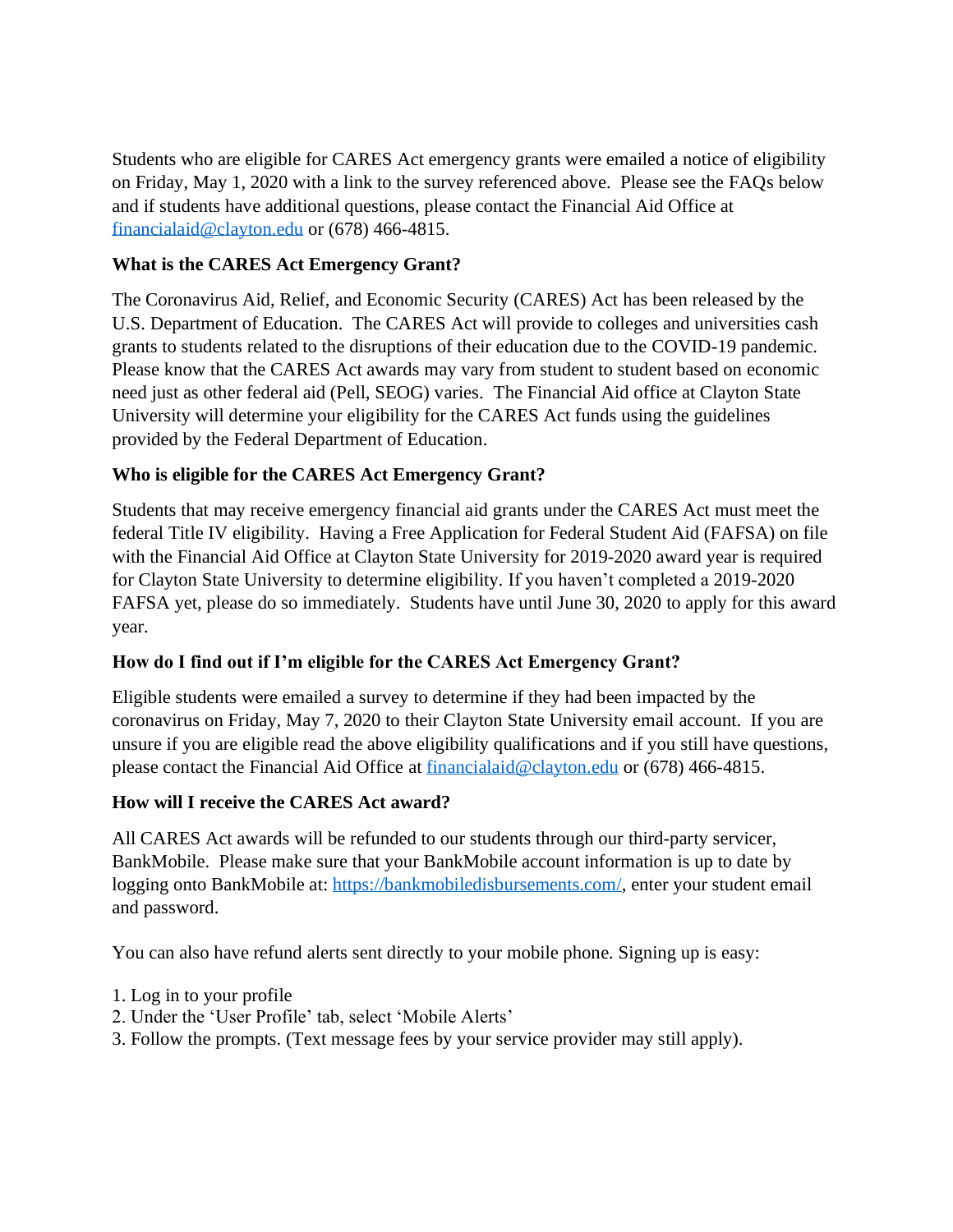Students who are eligible for CARES Act emergency grants were emailed a notice of eligibility on Friday, May 1, 2020 with a link to the survey referenced above. Please see the FAQs below and if students have additional questions, please contact the Financial Aid Office at [financialaid@clayton.edu](mailto:financialaid@clayton.edu) or (678) 466-4815.

**What is the CARES Act Emergency Grant?**

The Coronavirus Aid, Relief, and Economic Security (CARES) Act has been released by the U.S. Department of Education. The CARES Act will provide to colleges and universities cash grants to students related to the disruptions of their education due to the COVID-19 pandemic. Please know that the CARES Act awards may vary from student to student based on economic need just as other federal aid (Pell, SEOG) varies. The Financial Aid office at Clayton State University will determine your eligibility for the CARES Act funds using the guidelines provided by the Federal Department of Education.

**Who is eligible for the CARES Act Emergency Grant?**

Students that may receive emergency financial aid grants under the CARES Act must meet the federal Title IV eligibility. Having a Free Application for Federal Student Aid (FAFSA) on file with the Financial Aid Office at Clayton State University for 2019-2020 award year is required for Clayton State University to determine eligibility. If you haven't completed a 2019-2020 FAFSA yet, please do so immediately. Students have until June 30, 2020 to apply for this award year.

**How do I find out if I'm eligible for the CARES Act Emergency Grant?**

Eligible students were emailed a survey to determine if they had been impacted by the coronavirus on Friday, May 7, 2020 to their Clayton State University email account. If you are unsure if you are eligible read the above eligibility qualifications and if you still have questions, please contact the Financial Aid Office at [financialaid@clayton.edu](mailto:financialaid@clayton.edu) or (678) 466-4815.

**How will I receive the CARES Act award?**

All CARES Act awards will be refunded to our students through our third-party servicer, BankMobile. Please make sure that your BankMobile account information is up to date by logging onto BankMobile at: [https://bankmobiledisbursements.com/](https://bankmobiledisbursements.com/), enter your student email and password.

You can also have refund alerts sent directly to your mobile phone. Signing up is easy:

1. Log in to your profile
2. Under the 'User Profile' tab, select 'Mobile Alerts'
3. Follow the prompts. (Text message fees by your service provider may still apply).